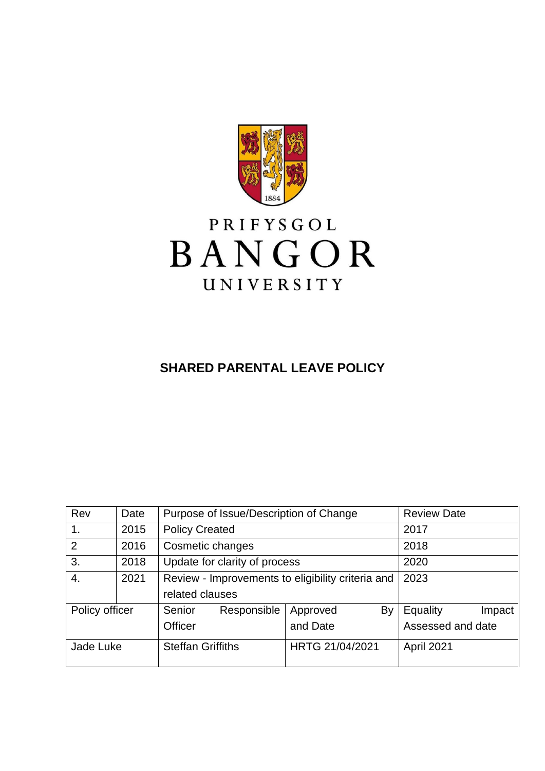PRIFYSGOL
BANGOR
UNIVERSITY

# SHARED PARENTAL LEAVE POLICY

| Rev | Date | Purpose of Issue/Description of Change | | Review Date |
|---|---|---|---|---|
| 1. | 2015 | Policy Created | | 2017 |
| 2 | 2016 | Cosmetic changes | | 2018 |
| 3. | 2018 | Update for clarity of process | | 2020 |
| 4. | 2021 | Review - Improvements to eligibility criteria and related clauses | | 2023 |
| Policy officer | | Senior Responsible Officer | Approved By and Date | Equality Impact Assessed and date |
| Jade Luke | | Steffan Griffiths | HRTG 21/04/2021 | April 2021 |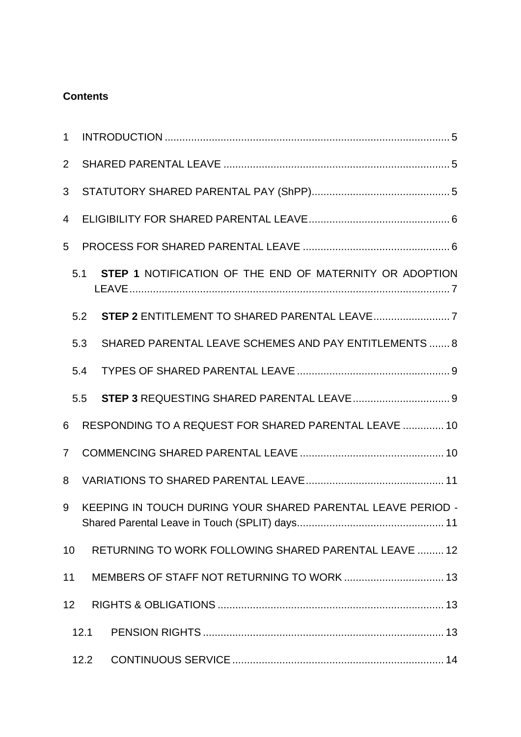**Contents**

1 INTRODUCTION ........................................................................................ 5

2 SHARED PARENTAL LEAVE .................................................................... 5

3 STATUTORY SHARED PARENTAL PAY (ShPP)....................................... 5

4 ELIGIBILITY FOR SHARED PARENTAL LEAVE........................................ 6

5 PROCESS FOR SHARED PARENTAL LEAVE .......................................... 6

5.1 **STEP 1** NOTIFICATION OF THE END OF MATERNITY OR ADOPTION LEAVE........................................................................................................ 7

5.2 **STEP 2** ENTITLEMENT TO SHARED PARENTAL LEAVE........................ 7

5.3 SHARED PARENTAL LEAVE SCHEMES AND PAY ENTITLEMENTS ....... 8

5.4 TYPES OF SHARED PARENTAL LEAVE .................................................. 9

5.5 **STEP 3** REQUESTING SHARED PARENTAL LEAVE................................ 9

6 RESPONDING TO A REQUEST FOR SHARED PARENTAL LEAVE ............. 10

7 COMMENCING SHARED PARENTAL LEAVE ............................................ 10

8 VARIATIONS TO SHARED PARENTAL LEAVE.......................................... 11

9 KEEPING IN TOUCH DURING YOUR SHARED PARENTAL LEAVE PERIOD - Shared Parental Leave in Touch (SPLIT) days.............................................. 11

10 RETURNING TO WORK FOLLOWING SHARED PARENTAL LEAVE ......... 12

11 MEMBERS OF STAFF NOT RETURNING TO WORK .................................. 13

12 RIGHTS & OBLIGATIONS ........................................................................ 13

12.1 PENSION RIGHTS ............................................................................. 13

12.2 CONTINUOUS SERVICE .................................................................... 14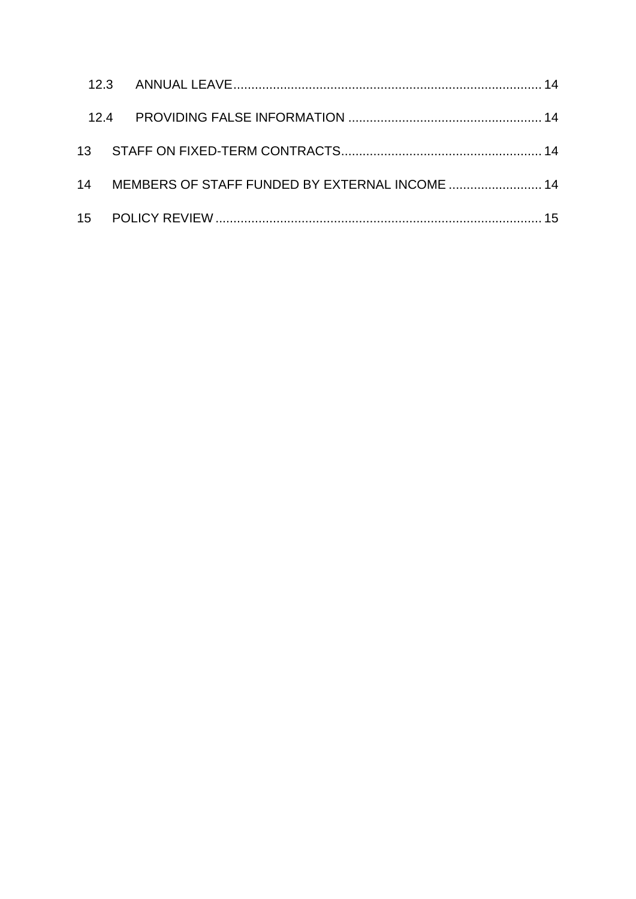12.3 ANNUAL LEAVE ..... 14

12.4 PROVIDING FALSE INFORMATION ..... 14

13 STAFF ON FIXED-TERM CONTRACTS ..... 14

14 MEMBERS OF STAFF FUNDED BY EXTERNAL INCOME ..... 14

15 POLICY REVIEW ..... 15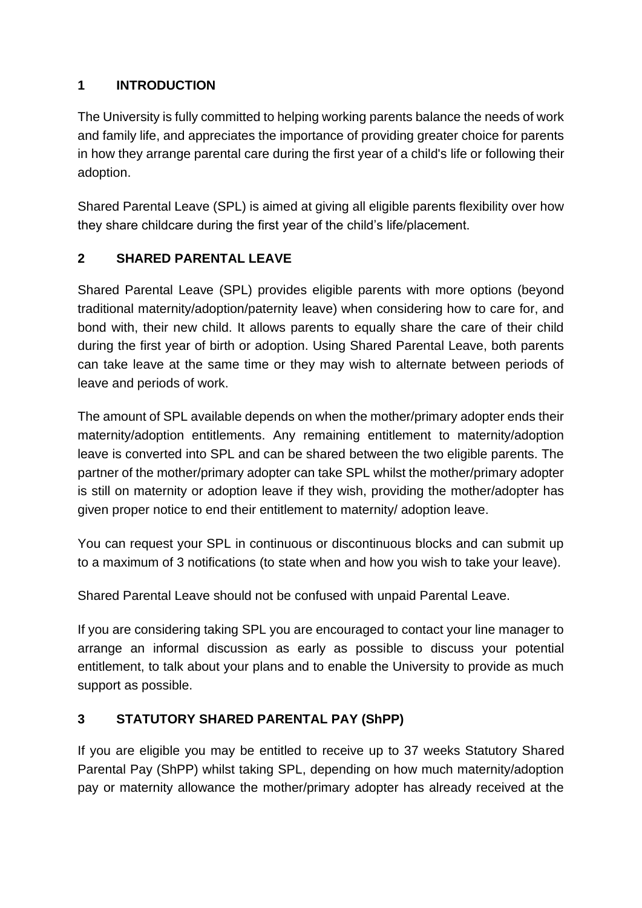## 1 INTRODUCTION

The University is fully committed to helping working parents balance the needs of work and family life, and appreciates the importance of providing greater choice for parents in how they arrange parental care during the first year of a child's life or following their adoption.

Shared Parental Leave (SPL) is aimed at giving all eligible parents flexibility over how they share childcare during the first year of the child's life/placement.

## 2 SHARED PARENTAL LEAVE

Shared Parental Leave (SPL) provides eligible parents with more options (beyond traditional maternity/adoption/paternity leave) when considering how to care for, and bond with, their new child. It allows parents to equally share the care of their child during the first year of birth or adoption. Using Shared Parental Leave, both parents can take leave at the same time or they may wish to alternate between periods of leave and periods of work.

The amount of SPL available depends on when the mother/primary adopter ends their maternity/adoption entitlements. Any remaining entitlement to maternity/adoption leave is converted into SPL and can be shared between the two eligible parents. The partner of the mother/primary adopter can take SPL whilst the mother/primary adopter is still on maternity or adoption leave if they wish, providing the mother/adopter has given proper notice to end their entitlement to maternity/ adoption leave.

You can request your SPL in continuous or discontinuous blocks and can submit up to a maximum of 3 notifications (to state when and how you wish to take your leave).

Shared Parental Leave should not be confused with unpaid Parental Leave.

If you are considering taking SPL you are encouraged to contact your line manager to arrange an informal discussion as early as possible to discuss your potential entitlement, to talk about your plans and to enable the University to provide as much support as possible.

## 3 STATUTORY SHARED PARENTAL PAY (ShPP)

If you are eligible you may be entitled to receive up to 37 weeks Statutory Shared Parental Pay (ShPP) whilst taking SPL, depending on how much maternity/adoption pay or maternity allowance the mother/primary adopter has already received at the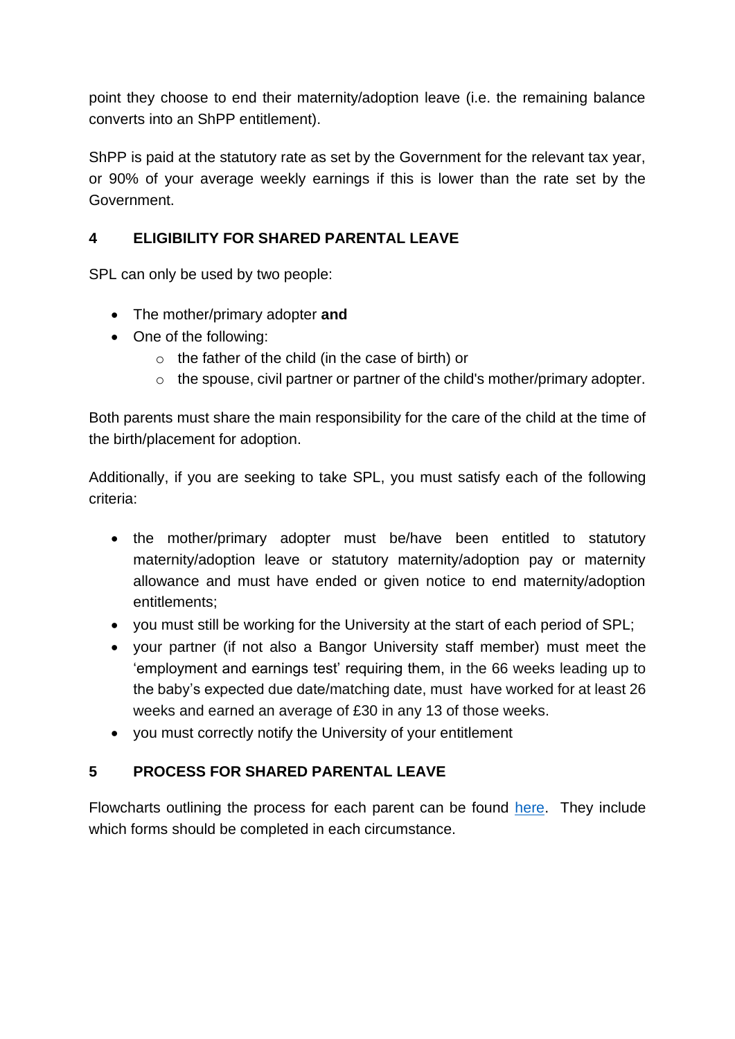point they choose to end their maternity/adoption leave (i.e. the remaining balance converts into an ShPP entitlement).

ShPP is paid at the statutory rate as set by the Government for the relevant tax year, or 90% of your average weekly earnings if this is lower than the rate set by the Government.

## 4 ELIGIBILITY FOR SHARED PARENTAL LEAVE

SPL can only be used by two people:

- The mother/primary adopter **and**
- One of the following:
  - the father of the child (in the case of birth) or
  - the spouse, civil partner or partner of the child's mother/primary adopter.

Both parents must share the main responsibility for the care of the child at the time of the birth/placement for adoption.

Additionally, if you are seeking to take SPL, you must satisfy each of the following criteria:

- the mother/primary adopter must be/have been entitled to statutory maternity/adoption leave or statutory maternity/adoption pay or maternity allowance and must have ended or given notice to end maternity/adoption entitlements;
- you must still be working for the University at the start of each period of SPL;
- your partner (if not also a Bangor University staff member) must meet the 'employment and earnings test' requiring them, in the 66 weeks leading up to the baby's expected due date/matching date, must have worked for at least 26 weeks and earned an average of £30 in any 13 of those weeks.
- you must correctly notify the University of your entitlement

## 5 PROCESS FOR SHARED PARENTAL LEAVE

Flowcharts outlining the process for each parent can be found here. They include which forms should be completed in each circumstance.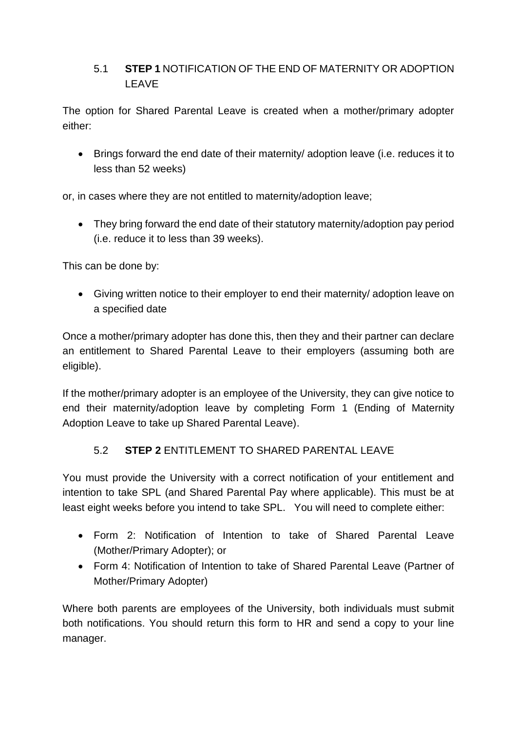### 5.1 **STEP 1** NOTIFICATION OF THE END OF MATERNITY OR ADOPTION LEAVE

The option for Shared Parental Leave is created when a mother/primary adopter either:

- Brings forward the end date of their maternity/ adoption leave (i.e. reduces it to less than 52 weeks)

or, in cases where they are not entitled to maternity/adoption leave;

- They bring forward the end date of their statutory maternity/adoption pay period (i.e. reduce it to less than 39 weeks).

This can be done by:

- Giving written notice to their employer to end their maternity/ adoption leave on a specified date

Once a mother/primary adopter has done this, then they and their partner can declare an entitlement to Shared Parental Leave to their employers (assuming both are eligible).

If the mother/primary adopter is an employee of the University, they can give notice to end their maternity/adoption leave by completing Form 1 (Ending of Maternity Adoption Leave to take up Shared Parental Leave).

### 5.2 **STEP 2** ENTITLEMENT TO SHARED PARENTAL LEAVE

You must provide the University with a correct notification of your entitlement and intention to take SPL (and Shared Parental Pay where applicable). This must be at least eight weeks before you intend to take SPL. You will need to complete either:

- Form 2: Notification of Intention to take of Shared Parental Leave (Mother/Primary Adopter); or
- Form 4: Notification of Intention to take of Shared Parental Leave (Partner of Mother/Primary Adopter)

Where both parents are employees of the University, both individuals must submit both notifications. You should return this form to HR and send a copy to your line manager.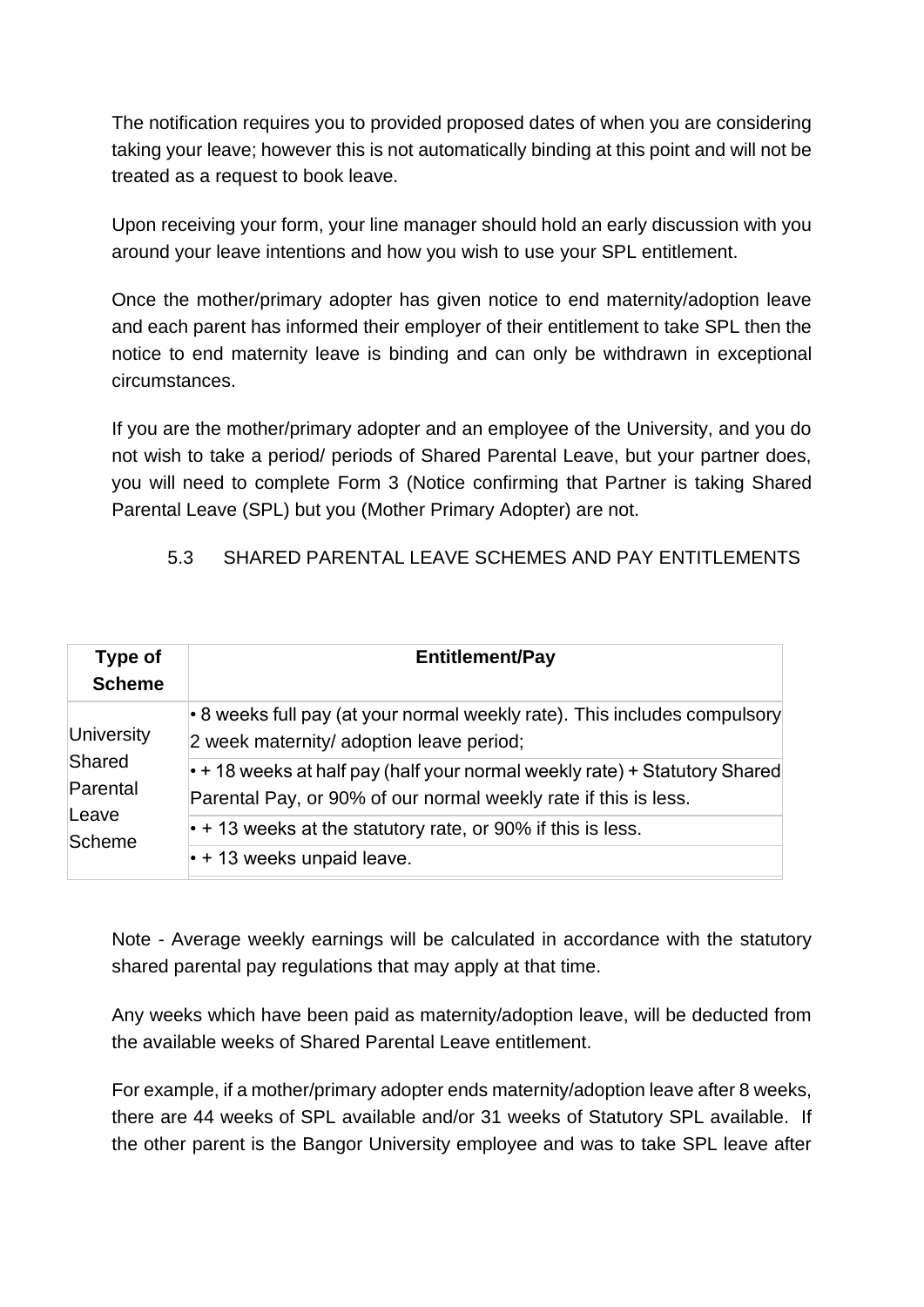The notification requires you to provided proposed dates of when you are considering taking your leave; however this is not automatically binding at this point and will not be treated as a request to book leave.

Upon receiving your form, your line manager should hold an early discussion with you around your leave intentions and how you wish to use your SPL entitlement.

Once the mother/primary adopter has given notice to end maternity/adoption leave and each parent has informed their employer of their entitlement to take SPL then the notice to end maternity leave is binding and can only be withdrawn in exceptional circumstances.

If you are the mother/primary adopter and an employee of the University, and you do not wish to take a period/ periods of Shared Parental Leave, but your partner does, you will need to complete Form 3 (Notice confirming that Partner is taking Shared Parental Leave (SPL) but you (Mother Primary Adopter) are not.

### 5.3 SHARED PARENTAL LEAVE SCHEMES AND PAY ENTITLEMENTS

| Type of Scheme | Entitlement/Pay |
|---|---|
| University Shared Parental Leave Scheme | • 8 weeks full pay (at your normal weekly rate). This includes compulsory 2 week maternity/ adoption leave period; |
| | • + 18 weeks at half pay (half your normal weekly rate) + Statutory Shared Parental Pay, or 90% of our normal weekly rate if this is less. |
| | • + 13 weeks at the statutory rate, or 90% if this is less. |
| | • + 13 weeks unpaid leave. |

Note - Average weekly earnings will be calculated in accordance with the statutory shared parental pay regulations that may apply at that time.

Any weeks which have been paid as maternity/adoption leave, will be deducted from the available weeks of Shared Parental Leave entitlement.

For example, if a mother/primary adopter ends maternity/adoption leave after 8 weeks, there are 44 weeks of SPL available and/or 31 weeks of Statutory SPL available. If the other parent is the Bangor University employee and was to take SPL leave after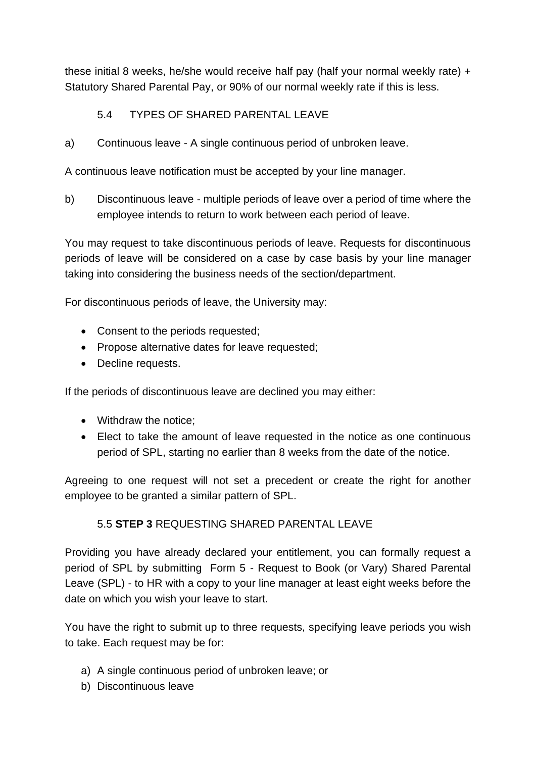these initial 8 weeks, he/she would receive half pay (half your normal weekly rate) + Statutory Shared Parental Pay, or 90% of our normal weekly rate if this is less.

### 5.4 TYPES OF SHARED PARENTAL LEAVE

a) Continuous leave - A single continuous period of unbroken leave.

A continuous leave notification must be accepted by your line manager.

b) Discontinuous leave - multiple periods of leave over a period of time where the employee intends to return to work between each period of leave.

You may request to take discontinuous periods of leave. Requests for discontinuous periods of leave will be considered on a case by case basis by your line manager taking into considering the business needs of the section/department.

For discontinuous periods of leave, the University may:

- Consent to the periods requested;
- Propose alternative dates for leave requested;
- Decline requests.

If the periods of discontinuous leave are declined you may either:

- Withdraw the notice;
- Elect to take the amount of leave requested in the notice as one continuous period of SPL, starting no earlier than 8 weeks from the date of the notice.

Agreeing to one request will not set a precedent or create the right for another employee to be granted a similar pattern of SPL.

### 5.5 **STEP 3** REQUESTING SHARED PARENTAL LEAVE

Providing you have already declared your entitlement, you can formally request a period of SPL by submitting Form 5 - Request to Book (or Vary) Shared Parental Leave (SPL) - to HR with a copy to your line manager at least eight weeks before the date on which you wish your leave to start.

You have the right to submit up to three requests, specifying leave periods you wish to take. Each request may be for:

a) A single continuous period of unbroken leave; or
b) Discontinuous leave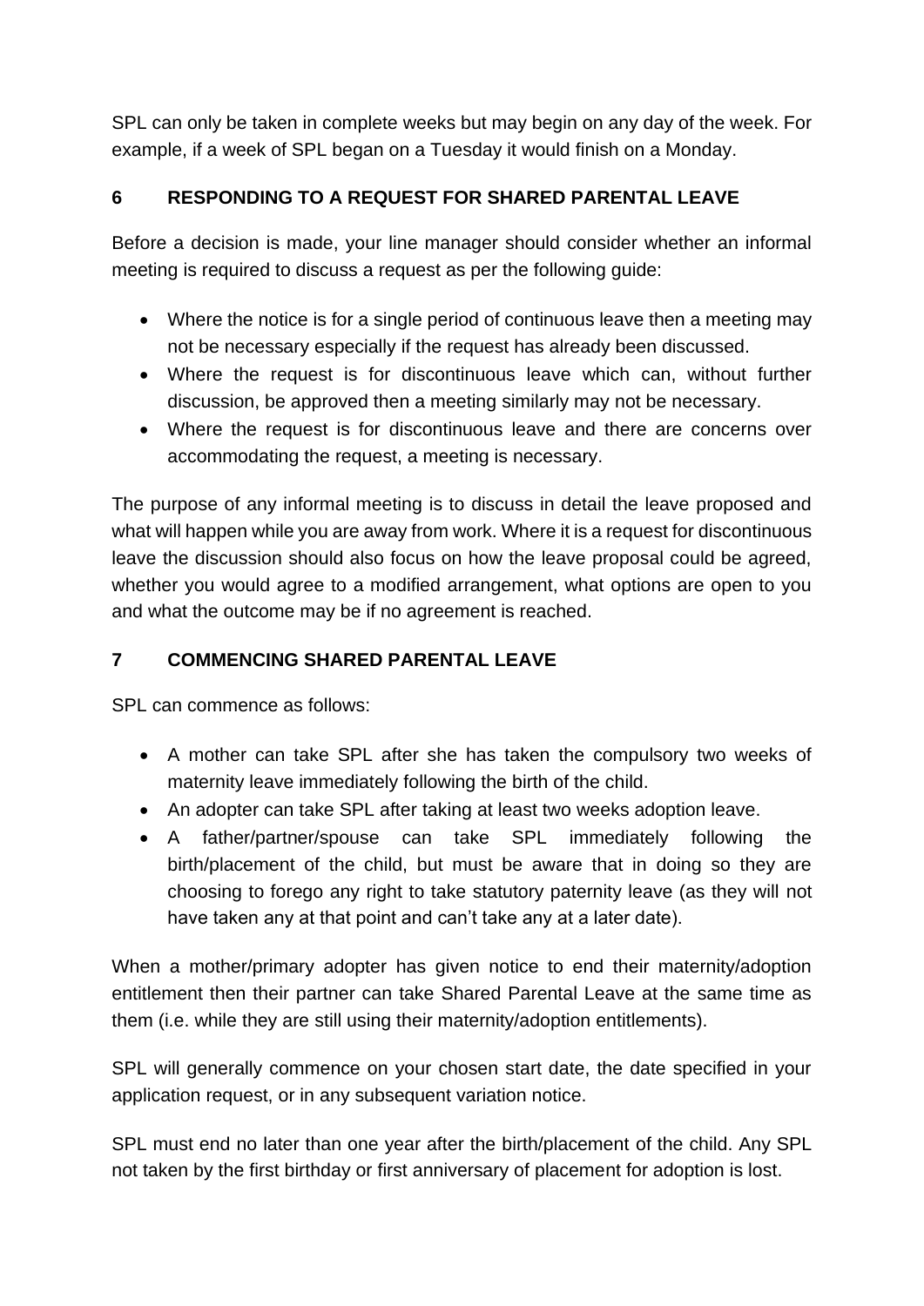SPL can only be taken in complete weeks but may begin on any day of the week. For example, if a week of SPL began on a Tuesday it would finish on a Monday.

## 6 RESPONDING TO A REQUEST FOR SHARED PARENTAL LEAVE

Before a decision is made, your line manager should consider whether an informal meeting is required to discuss a request as per the following guide:

- Where the notice is for a single period of continuous leave then a meeting may not be necessary especially if the request has already been discussed.
- Where the request is for discontinuous leave which can, without further discussion, be approved then a meeting similarly may not be necessary.
- Where the request is for discontinuous leave and there are concerns over accommodating the request, a meeting is necessary.

The purpose of any informal meeting is to discuss in detail the leave proposed and what will happen while you are away from work. Where it is a request for discontinuous leave the discussion should also focus on how the leave proposal could be agreed, whether you would agree to a modified arrangement, what options are open to you and what the outcome may be if no agreement is reached.

## 7 COMMENCING SHARED PARENTAL LEAVE

SPL can commence as follows:

- A mother can take SPL after she has taken the compulsory two weeks of maternity leave immediately following the birth of the child.
- An adopter can take SPL after taking at least two weeks adoption leave.
- A father/partner/spouse can take SPL immediately following the birth/placement of the child, but must be aware that in doing so they are choosing to forego any right to take statutory paternity leave (as they will not have taken any at that point and can't take any at a later date).

When a mother/primary adopter has given notice to end their maternity/adoption entitlement then their partner can take Shared Parental Leave at the same time as them (i.e. while they are still using their maternity/adoption entitlements).

SPL will generally commence on your chosen start date, the date specified in your application request, or in any subsequent variation notice.

SPL must end no later than one year after the birth/placement of the child. Any SPL not taken by the first birthday or first anniversary of placement for adoption is lost.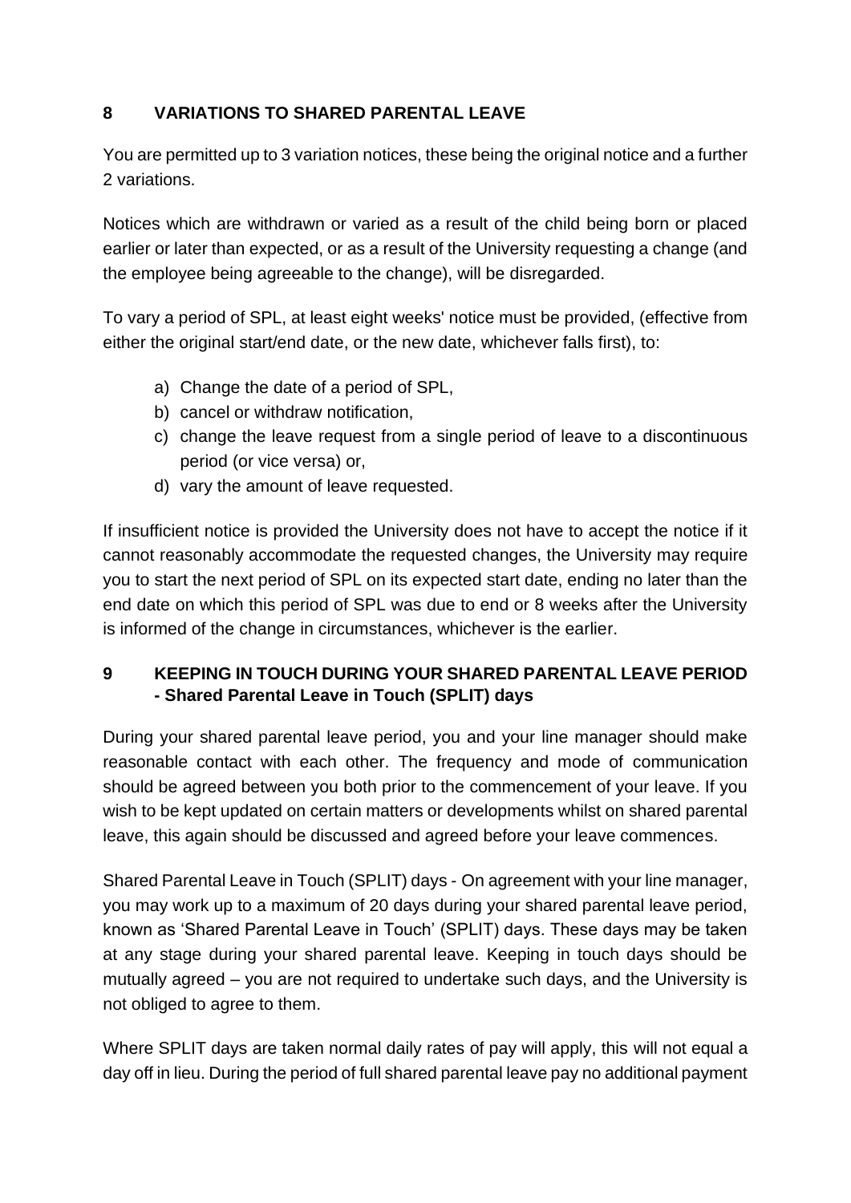## 8 VARIATIONS TO SHARED PARENTAL LEAVE

You are permitted up to 3 variation notices, these being the original notice and a further 2 variations.

Notices which are withdrawn or varied as a result of the child being born or placed earlier or later than expected, or as a result of the University requesting a change (and the employee being agreeable to the change), will be disregarded.

To vary a period of SPL, at least eight weeks' notice must be provided, (effective from either the original start/end date, or the new date, whichever falls first), to:

a) Change the date of a period of SPL,
b) cancel or withdraw notification,
c) change the leave request from a single period of leave to a discontinuous period (or vice versa) or,
d) vary the amount of leave requested.

If insufficient notice is provided the University does not have to accept the notice if it cannot reasonably accommodate the requested changes, the University may require you to start the next period of SPL on its expected start date, ending no later than the end date on which this period of SPL was due to end or 8 weeks after the University is informed of the change in circumstances, whichever is the earlier.

## 9 KEEPING IN TOUCH DURING YOUR SHARED PARENTAL LEAVE PERIOD - Shared Parental Leave in Touch (SPLIT) days

During your shared parental leave period, you and your line manager should make reasonable contact with each other. The frequency and mode of communication should be agreed between you both prior to the commencement of your leave. If you wish to be kept updated on certain matters or developments whilst on shared parental leave, this again should be discussed and agreed before your leave commences.

Shared Parental Leave in Touch (SPLIT) days - On agreement with your line manager, you may work up to a maximum of 20 days during your shared parental leave period, known as 'Shared Parental Leave in Touch' (SPLIT) days. These days may be taken at any stage during your shared parental leave. Keeping in touch days should be mutually agreed – you are not required to undertake such days, and the University is not obliged to agree to them.

Where SPLIT days are taken normal daily rates of pay will apply, this will not equal a day off in lieu. During the period of full shared parental leave pay no additional payment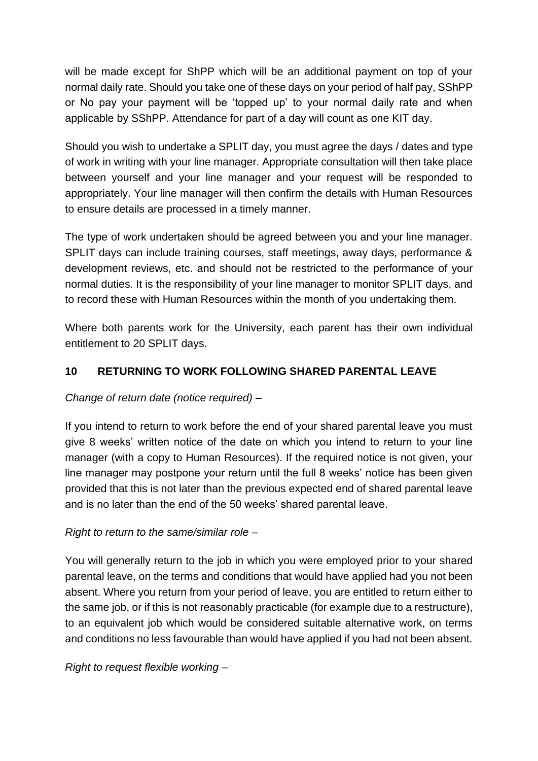will be made except for ShPP which will be an additional payment on top of your normal daily rate. Should you take one of these days on your period of half pay, SShPP or No pay your payment will be 'topped up' to your normal daily rate and when applicable by SShPP. Attendance for part of a day will count as one KIT day.

Should you wish to undertake a SPLIT day, you must agree the days / dates and type of work in writing with your line manager. Appropriate consultation will then take place between yourself and your line manager and your request will be responded to appropriately. Your line manager will then confirm the details with Human Resources to ensure details are processed in a timely manner.

The type of work undertaken should be agreed between you and your line manager. SPLIT days can include training courses, staff meetings, away days, performance & development reviews, etc. and should not be restricted to the performance of your normal duties. It is the responsibility of your line manager to monitor SPLIT days, and to record these with Human Resources within the month of you undertaking them.

Where both parents work for the University, each parent has their own individual entitlement to 20 SPLIT days.

## 10 RETURNING TO WORK FOLLOWING SHARED PARENTAL LEAVE

*Change of return date (notice required) –*

If you intend to return to work before the end of your shared parental leave you must give 8 weeks' written notice of the date on which you intend to return to your line manager (with a copy to Human Resources). If the required notice is not given, your line manager may postpone your return until the full 8 weeks' notice has been given provided that this is not later than the previous expected end of shared parental leave and is no later than the end of the 50 weeks' shared parental leave.

*Right to return to the same/similar role –*

You will generally return to the job in which you were employed prior to your shared parental leave, on the terms and conditions that would have applied had you not been absent. Where you return from your period of leave, you are entitled to return either to the same job, or if this is not reasonably practicable (for example due to a restructure), to an equivalent job which would be considered suitable alternative work, on terms and conditions no less favourable than would have applied if you had not been absent.

*Right to request flexible working –*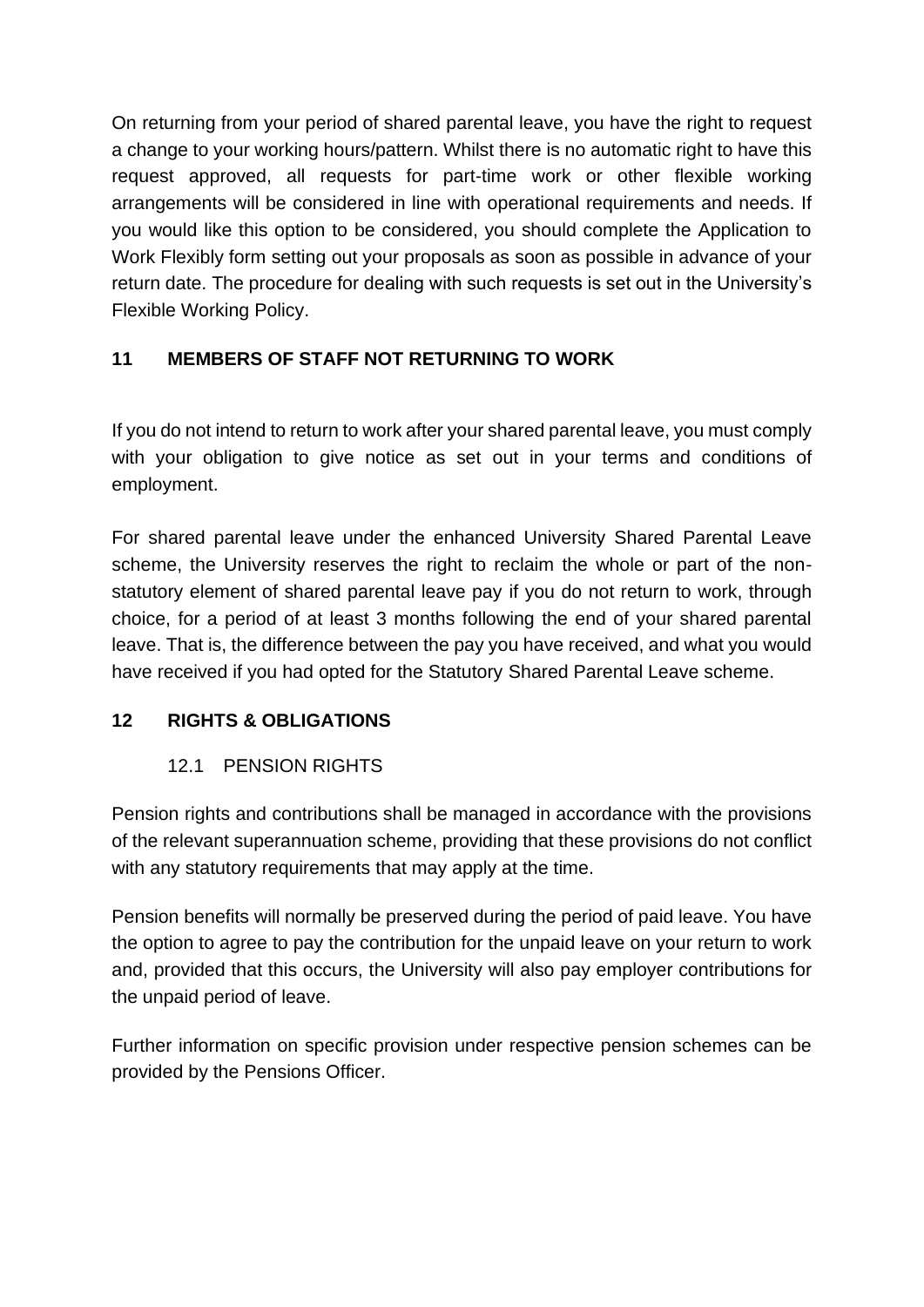On returning from your period of shared parental leave, you have the right to request a change to your working hours/pattern. Whilst there is no automatic right to have this request approved, all requests for part-time work or other flexible working arrangements will be considered in line with operational requirements and needs. If you would like this option to be considered, you should complete the Application to Work Flexibly form setting out your proposals as soon as possible in advance of your return date. The procedure for dealing with such requests is set out in the University's Flexible Working Policy.

## 11 MEMBERS OF STAFF NOT RETURNING TO WORK

If you do not intend to return to work after your shared parental leave, you must comply with your obligation to give notice as set out in your terms and conditions of employment.

For shared parental leave under the enhanced University Shared Parental Leave scheme, the University reserves the right to reclaim the whole or part of the non-statutory element of shared parental leave pay if you do not return to work, through choice, for a period of at least 3 months following the end of your shared parental leave. That is, the difference between the pay you have received, and what you would have received if you had opted for the Statutory Shared Parental Leave scheme.

## 12 RIGHTS & OBLIGATIONS

### 12.1 PENSION RIGHTS

Pension rights and contributions shall be managed in accordance with the provisions of the relevant superannuation scheme, providing that these provisions do not conflict with any statutory requirements that may apply at the time.

Pension benefits will normally be preserved during the period of paid leave. You have the option to agree to pay the contribution for the unpaid leave on your return to work and, provided that this occurs, the University will also pay employer contributions for the unpaid period of leave.

Further information on specific provision under respective pension schemes can be provided by the Pensions Officer.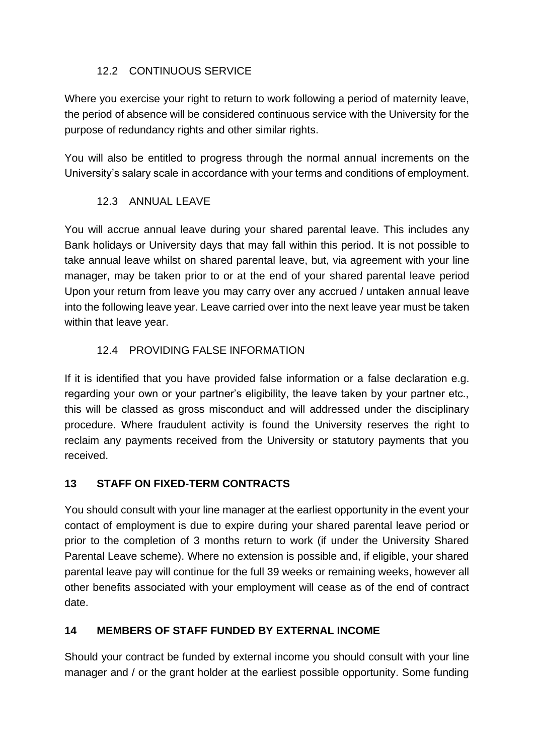### 12.2 CONTINUOUS SERVICE

Where you exercise your right to return to work following a period of maternity leave, the period of absence will be considered continuous service with the University for the purpose of redundancy rights and other similar rights.

You will also be entitled to progress through the normal annual increments on the University's salary scale in accordance with your terms and conditions of employment.

### 12.3 ANNUAL LEAVE

You will accrue annual leave during your shared parental leave. This includes any Bank holidays or University days that may fall within this period. It is not possible to take annual leave whilst on shared parental leave, but, via agreement with your line manager, may be taken prior to or at the end of your shared parental leave period Upon your return from leave you may carry over any accrued / untaken annual leave into the following leave year. Leave carried over into the next leave year must be taken within that leave year.

### 12.4 PROVIDING FALSE INFORMATION

If it is identified that you have provided false information or a false declaration e.g. regarding your own or your partner's eligibility, the leave taken by your partner etc., this will be classed as gross misconduct and will addressed under the disciplinary procedure. Where fraudulent activity is found the University reserves the right to reclaim any payments received from the University or statutory payments that you received.

## 13 STAFF ON FIXED-TERM CONTRACTS

You should consult with your line manager at the earliest opportunity in the event your contact of employment is due to expire during your shared parental leave period or prior to the completion of 3 months return to work (if under the University Shared Parental Leave scheme). Where no extension is possible and, if eligible, your shared parental leave pay will continue for the full 39 weeks or remaining weeks, however all other benefits associated with your employment will cease as of the end of contract date.

## 14 MEMBERS OF STAFF FUNDED BY EXTERNAL INCOME

Should your contract be funded by external income you should consult with your line manager and / or the grant holder at the earliest possible opportunity. Some funding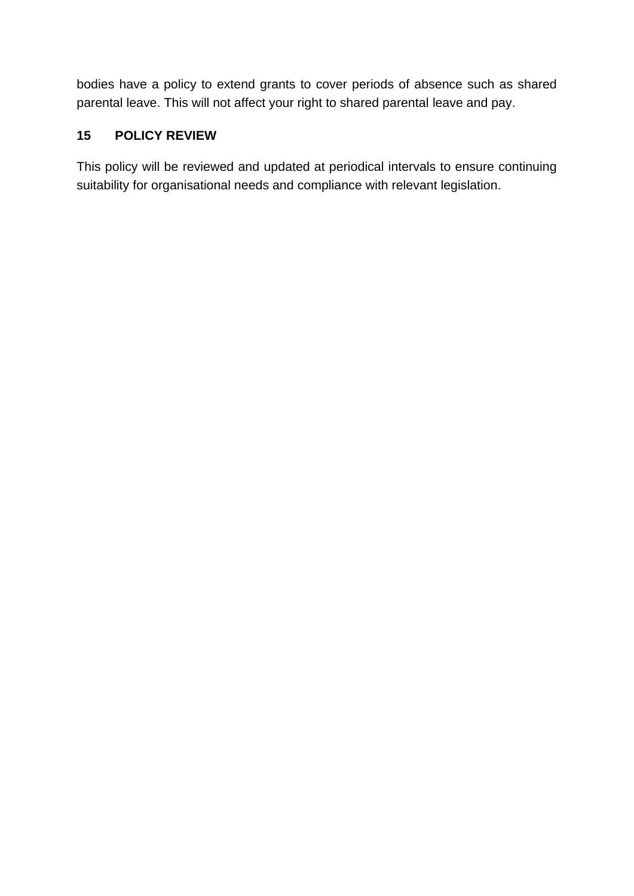bodies have a policy to extend grants to cover periods of absence such as shared parental leave. This will not affect your right to shared parental leave and pay.

## 15 POLICY REVIEW

This policy will be reviewed and updated at periodical intervals to ensure continuing suitability for organisational needs and compliance with relevant legislation.